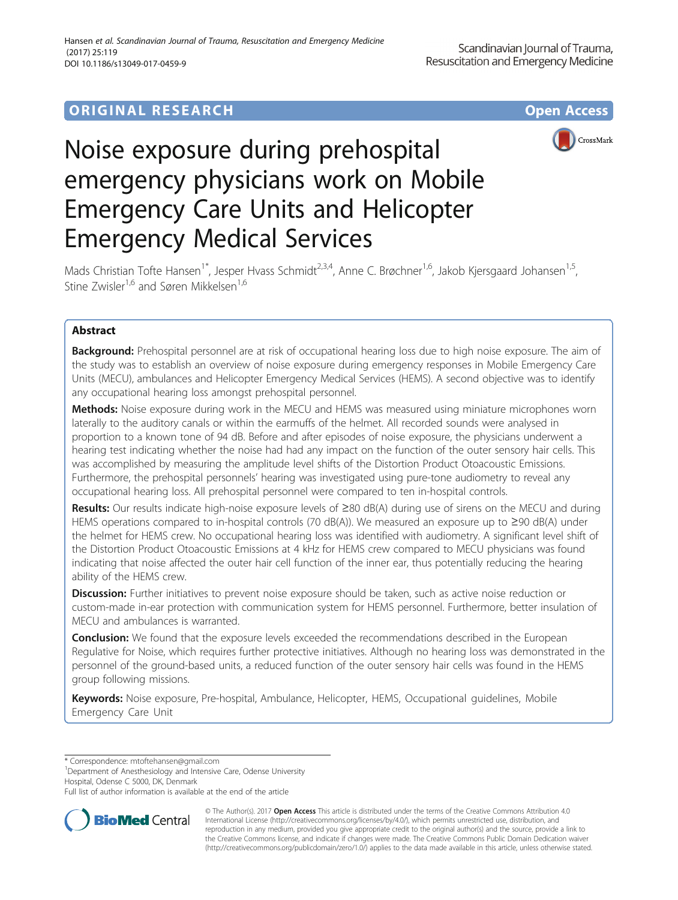ORIGINAL RESEARCH

Open Access

# Noise exposure during prehospital emergency physicians work on Mobile Emergency Care Units and Helicopter Emergency Medical Services

Mads Christian Tofte Hansen[1*], Jesper Hvass Schmidt[2,3,4], Anne C. Brøchner[1,6], Jakob Kjersgaard Johansen[1,5], Stine Zwisler[1,6] and Søren Mikkelsen[1,6]

## Abstract

**Background:** Prehospital personnel are at risk of occupational hearing loss due to high noise exposure. The aim of the study was to establish an overview of noise exposure during emergency responses in Mobile Emergency Care Units (MECU), ambulances and Helicopter Emergency Medical Services (HEMS). A second objective was to identify any occupational hearing loss amongst prehospital personnel.

**Methods:** Noise exposure during work in the MECU and HEMS was measured using miniature microphones worn laterally to the auditory canals or within the earmuffs of the helmet. All recorded sounds were analysed in proportion to a known tone of 94 dB. Before and after episodes of noise exposure, the physicians underwent a hearing test indicating whether the noise had had any impact on the function of the outer sensory hair cells. This was accomplished by measuring the amplitude level shifts of the Distortion Product Otoacoustic Emissions. Furthermore, the prehospital personnels' hearing was investigated using pure-tone audiometry to reveal any occupational hearing loss. All prehospital personnel were compared to ten in-hospital controls.

**Results:** Our results indicate high-noise exposure levels of ≥80 dB(A) during use of sirens on the MECU and during HEMS operations compared to in-hospital controls (70 dB(A)). We measured an exposure up to ≥90 dB(A) under the helmet for HEMS crew. No occupational hearing loss was identified with audiometry. A significant level shift of the Distortion Product Otoacoustic Emissions at 4 kHz for HEMS crew compared to MECU physicians was found indicating that noise affected the outer hair cell function of the inner ear, thus potentially reducing the hearing ability of the HEMS crew.

**Discussion:** Further initiatives to prevent noise exposure should be taken, such as active noise reduction or custom-made in-ear protection with communication system for HEMS personnel. Furthermore, better insulation of MECU and ambulances is warranted.

**Conclusion:** We found that the exposure levels exceeded the recommendations described in the European Regulative for Noise, which requires further protective initiatives. Although no hearing loss was demonstrated in the personnel of the ground-based units, a reduced function of the outer sensory hair cells was found in the HEMS group following missions.

**Keywords:** Noise exposure, Pre-hospital, Ambulance, Helicopter, HEMS, Occupational guidelines, Mobile Emergency Care Unit

\* Correspondence: mtoftehansen@gmail.com
[1]Department of Anesthesiology and Intensive Care, Odense University Hospital, Odense C 5000, DK, Denmark
Full list of author information is available at the end of the article

© The Author(s). 2017 **Open Access** This article is distributed under the terms of the Creative Commons Attribution 4.0 International License (http://creativecommons.org/licenses/by/4.0/), which permits unrestricted use, distribution, and reproduction in any medium, provided you give appropriate credit to the original author(s) and the source, provide a link to the Creative Commons license, and indicate if changes were made. The Creative Commons Public Domain Dedication waiver (http://creativecommons.org/publicdomain/zero/1.0/) applies to the data made available in this article, unless otherwise stated.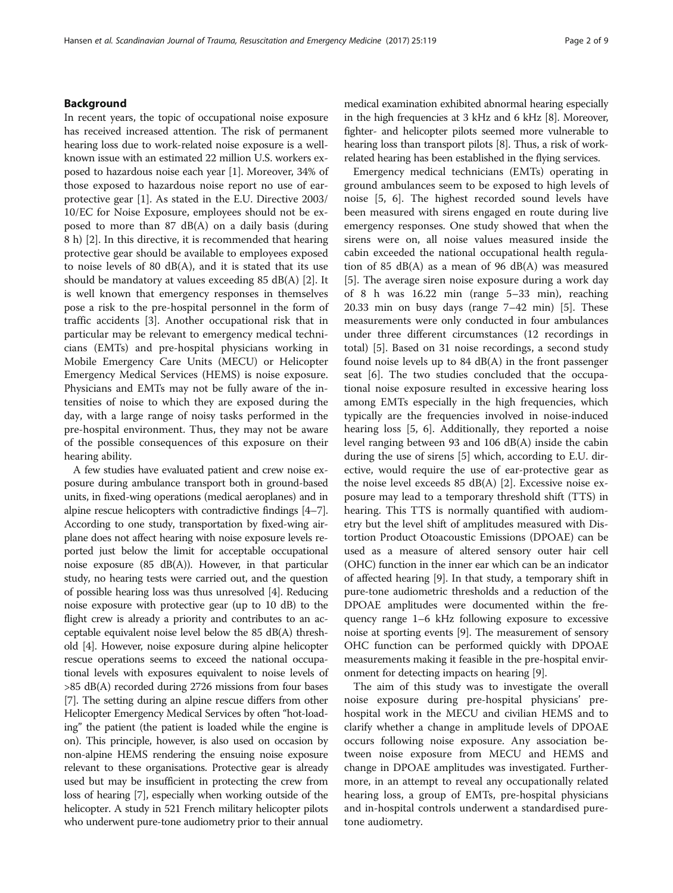## Background

In recent years, the topic of occupational noise exposure has received increased attention. The risk of permanent hearing loss due to work-related noise exposure is a well-known issue with an estimated 22 million U.S. workers exposed to hazardous noise each year [1]. Moreover, 34% of those exposed to hazardous noise report no use of ear-protective gear [1]. As stated in the E.U. Directive 2003/10/EC for Noise Exposure, employees should not be exposed to more than 87 dB(A) on a daily basis (during 8 h) [2]. In this directive, it is recommended that hearing protective gear should be available to employees exposed to noise levels of 80 dB(A), and it is stated that its use should be mandatory at values exceeding 85 dB(A) [2]. It is well known that emergency responses in themselves pose a risk to the pre-hospital personnel in the form of traffic accidents [3]. Another occupational risk that in particular may be relevant to emergency medical technicians (EMTs) and pre-hospital physicians working in Mobile Emergency Care Units (MECU) or Helicopter Emergency Medical Services (HEMS) is noise exposure. Physicians and EMTs may not be fully aware of the intensities of noise to which they are exposed during the day, with a large range of noisy tasks performed in the pre-hospital environment. Thus, they may not be aware of the possible consequences of this exposure on their hearing ability.

A few studies have evaluated patient and crew noise exposure during ambulance transport both in ground-based units, in fixed-wing operations (medical aeroplanes) and in alpine rescue helicopters with contradictive findings [4–7]. According to one study, transportation by fixed-wing airplane does not affect hearing with noise exposure levels reported just below the limit for acceptable occupational noise exposure (85 dB(A)). However, in that particular study, no hearing tests were carried out, and the question of possible hearing loss was thus unresolved [4]. Reducing noise exposure with protective gear (up to 10 dB) to the flight crew is already a priority and contributes to an acceptable equivalent noise level below the 85 dB(A) threshold [4]. However, noise exposure during alpine helicopter rescue operations seems to exceed the national occupational levels with exposures equivalent to noise levels of >85 dB(A) recorded during 2726 missions from four bases [7]. The setting during an alpine rescue differs from other Helicopter Emergency Medical Services by often "hot-loading" the patient (the patient is loaded while the engine is on). This principle, however, is also used on occasion by non-alpine HEMS rendering the ensuing noise exposure relevant to these organisations. Protective gear is already used but may be insufficient in protecting the crew from loss of hearing [7], especially when working outside of the helicopter. A study in 521 French military helicopter pilots who underwent pure-tone audiometry prior to their annual medical examination exhibited abnormal hearing especially in the high frequencies at 3 kHz and 6 kHz [8]. Moreover, fighter- and helicopter pilots seemed more vulnerable to hearing loss than transport pilots [8]. Thus, a risk of work-related hearing has been established in the flying services.

Emergency medical technicians (EMTs) operating in ground ambulances seem to be exposed to high levels of noise [5, 6]. The highest recorded sound levels have been measured with sirens engaged en route during live emergency responses. One study showed that when the sirens were on, all noise values measured inside the cabin exceeded the national occupational health regulation of 85 dB(A) as a mean of 96 dB(A) was measured [5]. The average siren noise exposure during a work day of 8 h was 16.22 min (range 5–33 min), reaching 20.33 min on busy days (range 7–42 min) [5]. These measurements were only conducted in four ambulances under three different circumstances (12 recordings in total) [5]. Based on 31 noise recordings, a second study found noise levels up to 84 dB(A) in the front passenger seat [6]. The two studies concluded that the occupational noise exposure resulted in excessive hearing loss among EMTs especially in the high frequencies, which typically are the frequencies involved in noise-induced hearing loss [5, 6]. Additionally, they reported a noise level ranging between 93 and 106 dB(A) inside the cabin during the use of sirens [5] which, according to E.U. directive, would require the use of ear-protective gear as the noise level exceeds 85 dB(A) [2]. Excessive noise exposure may lead to a temporary threshold shift (TTS) in hearing. This TTS is normally quantified with audiometry but the level shift of amplitudes measured with Distortion Product Otoacoustic Emissions (DPOAE) can be used as a measure of altered sensory outer hair cell (OHC) function in the inner ear which can be an indicator of affected hearing [9]. In that study, a temporary shift in pure-tone audiometric thresholds and a reduction of the DPOAE amplitudes were documented within the frequency range 1–6 kHz following exposure to excessive noise at sporting events [9]. The measurement of sensory OHC function can be performed quickly with DPOAE measurements making it feasible in the pre-hospital environment for detecting impacts on hearing [9].

The aim of this study was to investigate the overall noise exposure during pre-hospital physicians' pre-hospital work in the MECU and civilian HEMS and to clarify whether a change in amplitude levels of DPOAE occurs following noise exposure. Any association between noise exposure from MECU and HEMS and change in DPOAE amplitudes was investigated. Furthermore, in an attempt to reveal any occupationally related hearing loss, a group of EMTs, pre-hospital physicians and in-hospital controls underwent a standardised pure-tone audiometry.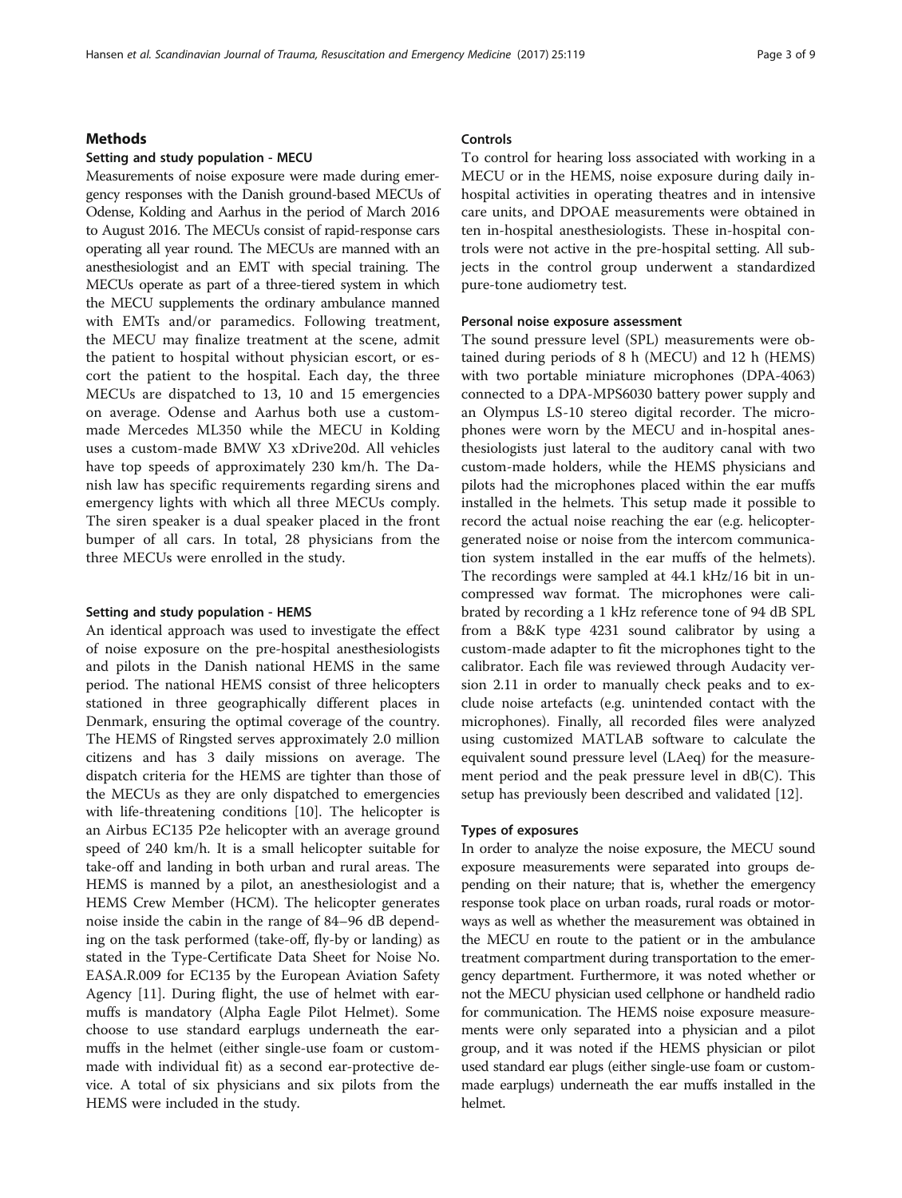## Methods

### Setting and study population - MECU

Measurements of noise exposure were made during emergency responses with the Danish ground-based MECUs of Odense, Kolding and Aarhus in the period of March 2016 to August 2016. The MECUs consist of rapid-response cars operating all year round. The MECUs are manned with an anesthesiologist and an EMT with special training. The MECUs operate as part of a three-tiered system in which the MECU supplements the ordinary ambulance manned with EMTs and/or paramedics. Following treatment, the MECU may finalize treatment at the scene, admit the patient to hospital without physician escort, or escort the patient to the hospital. Each day, the three MECUs are dispatched to 13, 10 and 15 emergencies on average. Odense and Aarhus both use a custom-made Mercedes ML350 while the MECU in Kolding uses a custom-made BMW X3 xDrive20d. All vehicles have top speeds of approximately 230 km/h. The Danish law has specific requirements regarding sirens and emergency lights with which all three MECUs comply. The siren speaker is a dual speaker placed in the front bumper of all cars. In total, 28 physicians from the three MECUs were enrolled in the study.

### Setting and study population - HEMS

An identical approach was used to investigate the effect of noise exposure on the pre-hospital anesthesiologists and pilots in the Danish national HEMS in the same period. The national HEMS consist of three helicopters stationed in three geographically different places in Denmark, ensuring the optimal coverage of the country. The HEMS of Ringsted serves approximately 2.0 million citizens and has 3 daily missions on average. The dispatch criteria for the HEMS are tighter than those of the MECUs as they are only dispatched to emergencies with life-threatening conditions [10]. The helicopter is an Airbus EC135 P2e helicopter with an average ground speed of 240 km/h. It is a small helicopter suitable for take-off and landing in both urban and rural areas. The HEMS is manned by a pilot, an anesthesiologist and a HEMS Crew Member (HCM). The helicopter generates noise inside the cabin in the range of 84–96 dB depending on the task performed (take-off, fly-by or landing) as stated in the Type-Certificate Data Sheet for Noise No. EASA.R.009 for EC135 by the European Aviation Safety Agency [11]. During flight, the use of helmet with ear-muffs is mandatory (Alpha Eagle Pilot Helmet). Some choose to use standard earplugs underneath the ear-muffs in the helmet (either single-use foam or custom-made with individual fit) as a second ear-protective device. A total of six physicians and six pilots from the HEMS were included in the study.

### Controls

To control for hearing loss associated with working in a MECU or in the HEMS, noise exposure during daily in-hospital activities in operating theatres and in intensive care units, and DPOAE measurements were obtained in ten in-hospital anesthesiologists. These in-hospital controls were not active in the pre-hospital setting. All subjects in the control group underwent a standardized pure-tone audiometry test.

### Personal noise exposure assessment

The sound pressure level (SPL) measurements were obtained during periods of 8 h (MECU) and 12 h (HEMS) with two portable miniature microphones (DPA-4063) connected to a DPA-MPS6030 battery power supply and an Olympus LS-10 stereo digital recorder. The microphones were worn by the MECU and in-hospital anesthesiologists just lateral to the auditory canal with two custom-made holders, while the HEMS physicians and pilots had the microphones placed within the ear muffs installed in the helmets. This setup made it possible to record the actual noise reaching the ear (e.g. helicopter-generated noise or noise from the intercom communication system installed in the ear muffs of the helmets). The recordings were sampled at 44.1 kHz/16 bit in uncompressed wav format. The microphones were calibrated by recording a 1 kHz reference tone of 94 dB SPL from a B&K type 4231 sound calibrator by using a custom-made adapter to fit the microphones tight to the calibrator. Each file was reviewed through Audacity version 2.11 in order to manually check peaks and to exclude noise artefacts (e.g. unintended contact with the microphones). Finally, all recorded files were analyzed using customized MATLAB software to calculate the equivalent sound pressure level (LAeq) for the measurement period and the peak pressure level in dB(C). This setup has previously been described and validated [12].

### Types of exposures

In order to analyze the noise exposure, the MECU sound exposure measurements were separated into groups depending on their nature; that is, whether the emergency response took place on urban roads, rural roads or motorways as well as whether the measurement was obtained in the MECU en route to the patient or in the ambulance treatment compartment during transportation to the emergency department. Furthermore, it was noted whether or not the MECU physician used cellphone or handheld radio for communication. The HEMS noise exposure measurements were only separated into a physician and a pilot group, and it was noted if the HEMS physician or pilot used standard ear plugs (either single-use foam or custom-made earplugs) underneath the ear muffs installed in the helmet.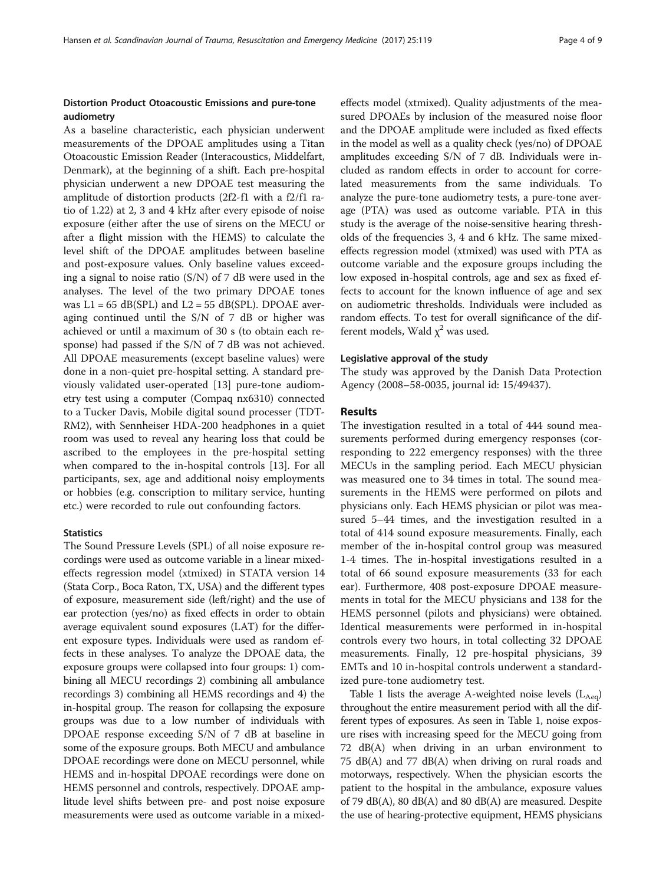### Distortion Product Otoacoustic Emissions and pure-tone audiometry

As a baseline characteristic, each physician underwent measurements of the DPOAE amplitudes using a Titan Otoacoustic Emission Reader (Interacoustics, Middelfart, Denmark), at the beginning of a shift. Each pre-hospital physician underwent a new DPOAE test measuring the amplitude of distortion products (2f2-f1 with a f2/f1 ratio of 1.22) at 2, 3 and 4 kHz after every episode of noise exposure (either after the use of sirens on the MECU or after a flight mission with the HEMS) to calculate the level shift of the DPOAE amplitudes between baseline and post-exposure values. Only baseline values exceeding a signal to noise ratio (S/N) of 7 dB were used in the analyses. The level of the two primary DPOAE tones was L1 = 65 dB(SPL) and L2 = 55 dB(SPL). DPOAE averaging continued until the S/N of 7 dB or higher was achieved or until a maximum of 30 s (to obtain each response) had passed if the S/N of 7 dB was not achieved. All DPOAE measurements (except baseline values) were done in a non-quiet pre-hospital setting. A standard previously validated user-operated [13] pure-tone audiometry test using a computer (Compaq nx6310) connected to a Tucker Davis, Mobile digital sound processer (TDT-RM2), with Sennheiser HDA-200 headphones in a quiet room was used to reveal any hearing loss that could be ascribed to the employees in the pre-hospital setting when compared to the in-hospital controls [13]. For all participants, sex, age and additional noisy employments or hobbies (e.g. conscription to military service, hunting etc.) were recorded to rule out confounding factors.

### Statistics

The Sound Pressure Levels (SPL) of all noise exposure recordings were used as outcome variable in a linear mixed-effects regression model (xtmixed) in STATA version 14 (Stata Corp., Boca Raton, TX, USA) and the different types of exposure, measurement side (left/right) and the use of ear protection (yes/no) as fixed effects in order to obtain average equivalent sound exposures (LAT) for the different exposure types. Individuals were used as random effects in these analyses. To analyze the DPOAE data, the exposure groups were collapsed into four groups: 1) combining all MECU recordings 2) combining all ambulance recordings 3) combining all HEMS recordings and 4) the in-hospital group. The reason for collapsing the exposure groups was due to a low number of individuals with DPOAE response exceeding S/N of 7 dB at baseline in some of the exposure groups. Both MECU and ambulance DPOAE recordings were done on MECU personnel, while HEMS and in-hospital DPOAE recordings were done on HEMS personnel and controls, respectively. DPOAE amplitude level shifts between pre- and post noise exposure measurements were used as outcome variable in a mixed-effects model (xtmixed). Quality adjustments of the measured DPOAEs by inclusion of the measured noise floor and the DPOAE amplitude were included as fixed effects in the model as well as a quality check (yes/no) of DPOAE amplitudes exceeding S/N of 7 dB. Individuals were included as random effects in order to account for correlated measurements from the same individuals. To analyze the pure-tone audiometry tests, a pure-tone average (PTA) was used as outcome variable. PTA in this study is the average of the noise-sensitive hearing thresholds of the frequencies 3, 4 and 6 kHz. The same mixed-effects regression model (xtmixed) was used with PTA as outcome variable and the exposure groups including the low exposed in-hospital controls, age and sex as fixed effects to account for the known influence of age and sex on audiometric thresholds. Individuals were included as random effects. To test for overall significance of the different models, Wald $\chi^2$ was used.

### Legislative approval of the study

The study was approved by the Danish Data Protection Agency (2008–58-0035, journal id: 15/49437).

## Results

The investigation resulted in a total of 444 sound measurements performed during emergency responses (corresponding to 222 emergency responses) with the three MECUs in the sampling period. Each MECU physician was measured one to 34 times in total. The sound measurements in the HEMS were performed on pilots and physicians only. Each HEMS physician or pilot was measured 5–44 times, and the investigation resulted in a total of 414 sound exposure measurements. Finally, each member of the in-hospital control group was measured 1-4 times. The in-hospital investigations resulted in a total of 66 sound exposure measurements (33 for each ear). Furthermore, 408 post-exposure DPOAE measurements in total for the MECU physicians and 138 for the HEMS personnel (pilots and physicians) were obtained. Identical measurements were performed in in-hospital controls every two hours, in total collecting 32 DPOAE measurements. Finally, 12 pre-hospital physicians, 39 EMTs and 10 in-hospital controls underwent a standardized pure-tone audiometry test.

Table 1 lists the average A-weighted noise levels ($L_{Aeq}$) throughout the entire measurement period with all the different types of exposures. As seen in Table 1, noise exposure rises with increasing speed for the MECU going from 72 dB(A) when driving in an urban environment to 75 dB(A) and 77 dB(A) when driving on rural roads and motorways, respectively. When the physician escorts the patient to the hospital in the ambulance, exposure values of 79 dB(A), 80 dB(A) and 80 dB(A) are measured. Despite the use of hearing-protective equipment, HEMS physicians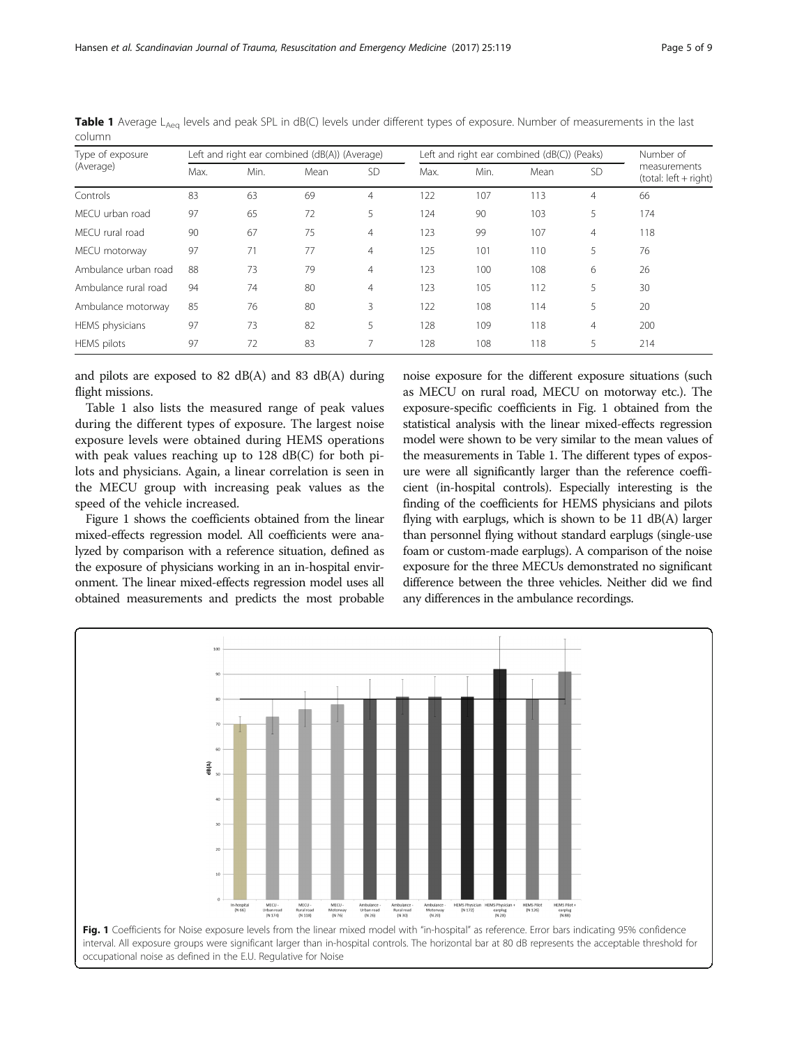**Table 1** Average $L_{Aeq}$ levels and peak SPL in dB(C) levels under different types of exposure. Number of measurements in the last column

| Type of exposure (Average) | Left and right ear combined (dB(A)) (Average) | | | | Left and right ear combined (dB(C)) (Peaks) | | | | Number of measurements (total: left + right) |
|---|---|---|---|---|---|---|---|---|---|
| | Max. | Min. | Mean | SD | Max. | Min. | Mean | SD | |
| Controls | 83 | 63 | 69 | 4 | 122 | 107 | 113 | 4 | 66 |
| MECU urban road | 97 | 65 | 72 | 5 | 124 | 90 | 103 | 5 | 174 |
| MECU rural road | 90 | 67 | 75 | 4 | 123 | 99 | 107 | 4 | 118 |
| MECU motorway | 97 | 71 | 77 | 4 | 125 | 101 | 110 | 5 | 76 |
| Ambulance urban road | 88 | 73 | 79 | 4 | 123 | 100 | 108 | 6 | 26 |
| Ambulance rural road | 94 | 74 | 80 | 4 | 123 | 105 | 112 | 5 | 30 |
| Ambulance motorway | 85 | 76 | 80 | 3 | 122 | 108 | 114 | 5 | 20 |
| HEMS physicians | 97 | 73 | 82 | 5 | 128 | 109 | 118 | 4 | 200 |
| HEMS pilots | 97 | 72 | 83 | 7 | 128 | 108 | 118 | 5 | 214 |

and pilots are exposed to 82 dB(A) and 83 dB(A) during flight missions.

Table 1 also lists the measured range of peak values during the different types of exposure. The largest noise exposure levels were obtained during HEMS operations with peak values reaching up to 128 dB(C) for both pilots and physicians. Again, a linear correlation is seen in the MECU group with increasing peak values as the speed of the vehicle increased.

Figure 1 shows the coefficients obtained from the linear mixed-effects regression model. All coefficients were analyzed by comparison with a reference situation, defined as the exposure of physicians working in an in-hospital environment. The linear mixed-effects regression model uses all obtained measurements and predicts the most probable noise exposure for the different exposure situations (such as MECU on rural road, MECU on motorway etc.). The exposure-specific coefficients in Fig. 1 obtained from the statistical analysis with the linear mixed-effects regression model were shown to be very similar to the mean values of the measurements in Table 1. The different types of exposure were all significantly larger than the reference coefficient (in-hospital controls). Especially interesting is the finding of the coefficients for HEMS physicians and pilots flying with earplugs, which is shown to be 11 dB(A) larger than personnel flying without standard earplugs (single-use foam or custom-made earplugs). A comparison of the noise exposure for the three MECUs demonstrated no significant difference between the three vehicles. Neither did we find any differences in the ambulance recordings.

**Fig. 1** Coefficients for Noise exposure levels from the linear mixed model with "in-hospital" as reference. Error bars indicating 95% confidence interval. All exposure groups were significant larger than in-hospital controls. The horizontal bar at 80 dB represents the acceptable threshold for occupational noise as defined in the E.U. Regulative for Noise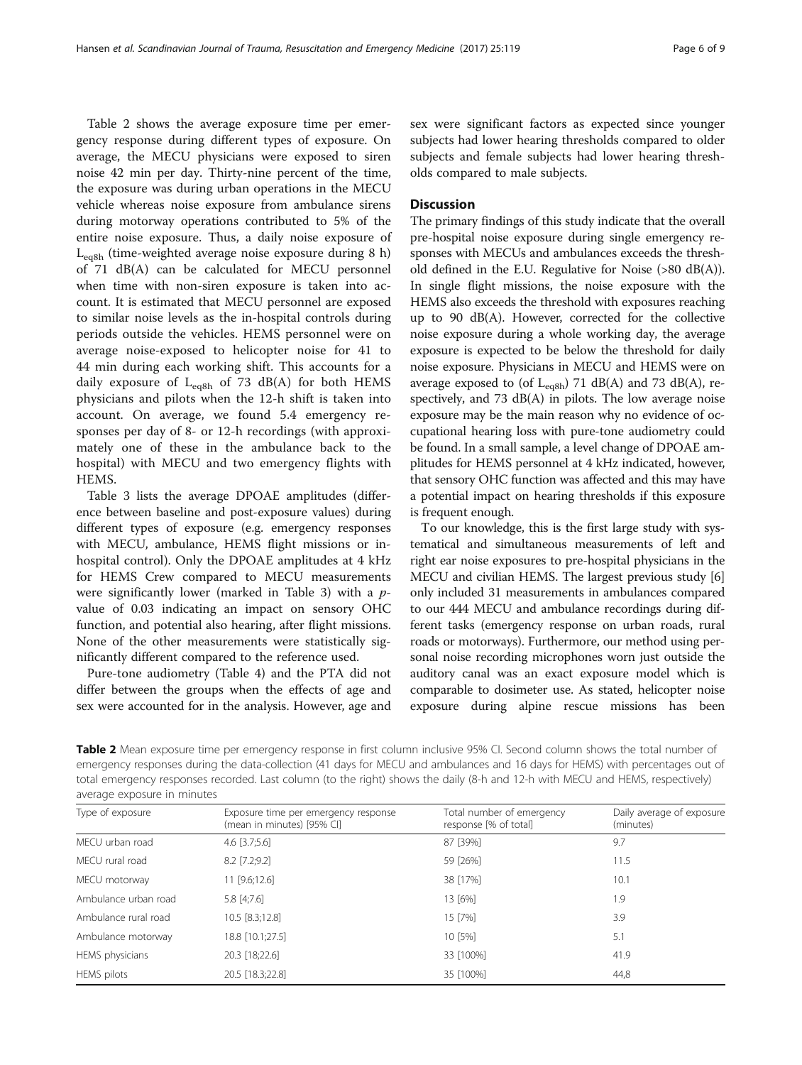Table 2 shows the average exposure time per emergency response during different types of exposure. On average, the MECU physicians were exposed to siren noise 42 min per day. Thirty-nine percent of the time, the exposure was during urban operations in the MECU vehicle whereas noise exposure from ambulance sirens during motorway operations contributed to 5% of the entire noise exposure. Thus, a daily noise exposure of $L_{eq8h}$ (time-weighted average noise exposure during 8 h) of 71 dB(A) can be calculated for MECU personnel when time with non-siren exposure is taken into account. It is estimated that MECU personnel are exposed to similar noise levels as the in-hospital controls during periods outside the vehicles. HEMS personnel were on average noise-exposed to helicopter noise for 41 to 44 min during each working shift. This accounts for a daily exposure of $L_{eq8h}$ of 73 dB(A) for both HEMS physicians and pilots when the 12-h shift is taken into account. On average, we found 5.4 emergency responses per day of 8- or 12-h recordings (with approximately one of these in the ambulance back to the hospital) with MECU and two emergency flights with HEMS.

Table 3 lists the average DPOAE amplitudes (difference between baseline and post-exposure values) during different types of exposure (e.g. emergency responses with MECU, ambulance, HEMS flight missions or in-hospital control). Only the DPOAE amplitudes at 4 kHz for HEMS Crew compared to MECU measurements were significantly lower (marked in Table 3) with a $p$-value of 0.03 indicating an impact on sensory OHC function, and potential also hearing, after flight missions. None of the other measurements were statistically significantly different compared to the reference used.

Pure-tone audiometry (Table 4) and the PTA did not differ between the groups when the effects of age and sex were accounted for in the analysis. However, age and sex were significant factors as expected since younger subjects had lower hearing thresholds compared to older subjects and female subjects had lower hearing thresholds compared to male subjects.

## Discussion

The primary findings of this study indicate that the overall pre-hospital noise exposure during single emergency responses with MECUs and ambulances exceeds the threshold defined in the E.U. Regulative for Noise (>80 dB(A)). In single flight missions, the noise exposure with the HEMS also exceeds the threshold with exposures reaching up to 90 dB(A). However, corrected for the collective noise exposure during a whole working day, the average exposure is expected to be below the threshold for daily noise exposure. Physicians in MECU and HEMS were on average exposed to (of $L_{eq8h}$) 71 dB(A) and 73 dB(A), respectively, and 73 dB(A) in pilots. The low average noise exposure may be the main reason why no evidence of occupational hearing loss with pure-tone audiometry could be found. In a small sample, a level change of DPOAE amplitudes for HEMS personnel at 4 kHz indicated, however, that sensory OHC function was affected and this may have a potential impact on hearing thresholds if this exposure is frequent enough.

To our knowledge, this is the first large study with systematical and simultaneous measurements of left and right ear noise exposures to pre-hospital physicians in the MECU and civilian HEMS. The largest previous study [6] only included 31 measurements in ambulances compared to our 444 MECU and ambulance recordings during different tasks (emergency response on urban roads, rural roads or motorways). Furthermore, our method using personal noise recording microphones worn just outside the auditory canal was an exact exposure model which is comparable to dosimeter use. As stated, helicopter noise exposure during alpine rescue missions has been

**Table 2** Mean exposure time per emergency response in first column inclusive 95% CI. Second column shows the total number of emergency responses during the data-collection (41 days for MECU and ambulances and 16 days for HEMS) with percentages out of total emergency responses recorded. Last column (to the right) shows the daily (8-h and 12-h with MECU and HEMS, respectively) average exposure in minutes

| Type of exposure | Exposure time per emergency response (mean in minutes) [95% CI] | Total number of emergency response [% of total] | Daily average of exposure (minutes) |
|---|---|---|---|
| MECU urban road | 4.6 [3.7;5.6] | 87 [39%] | 9.7 |
| MECU rural road | 8.2 [7.2;9.2] | 59 [26%] | 11.5 |
| MECU motorway | 11 [9.6;12.6] | 38 [17%] | 10.1 |
| Ambulance urban road | 5.8 [4;7.6] | 13 [6%] | 1.9 |
| Ambulance rural road | 10.5 [8.3;12.8] | 15 [7%] | 3.9 |
| Ambulance motorway | 18.8 [10.1;27.5] | 10 [5%] | 5.1 |
| HEMS physicians | 20.3 [18;22.6] | 33 [100%] | 41.9 |
| HEMS pilots | 20.5 [18.3;22.8] | 35 [100%] | 44,8 |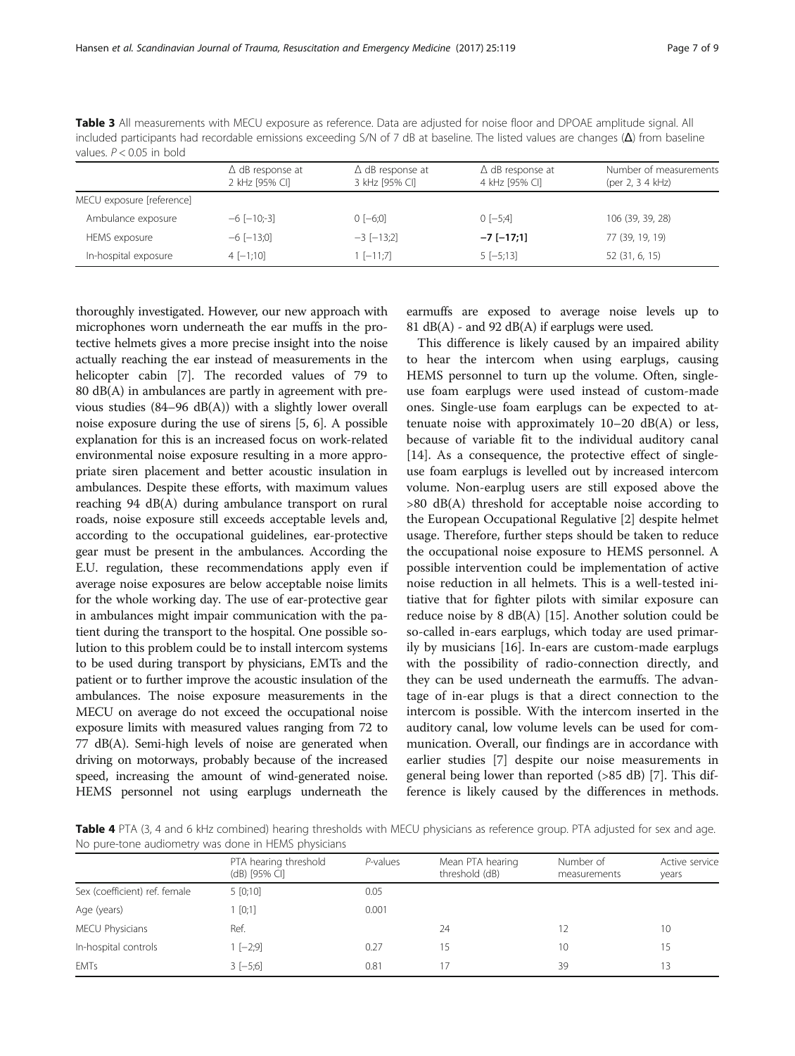**Table 3** All measurements with MECU exposure as reference. Data are adjusted for noise floor and DPOAE amplitude signal. All included participants had recordable emissions exceeding S/N of 7 dB at baseline. The listed values are changes (Δ) from baseline values. $P < 0.05$ in bold

| | Δ dB response at 2 kHz [95% CI] | Δ dB response at 3 kHz [95% CI] | Δ dB response at 4 kHz [95% CI] | Number of measurements (per 2, 3 4 kHz) |
|---|---|---|---|---|
| MECU exposure [reference] | | | | |
| Ambulance exposure | −6 [−10;-3] | 0 [−6;0] | 0 [−5;4] | 106 (39, 39, 28) |
| HEMS exposure | −6 [−13;0] | −3 [−13;2] | **−7 [−17;1]** | 77 (39, 19, 19) |
| In-hospital exposure | 4 [−1;10] | 1 [−11;7] | 5 [−5;13] | 52 (31, 6, 15) |

thoroughly investigated. However, our new approach with microphones worn underneath the ear muffs in the protective helmets gives a more precise insight into the noise actually reaching the ear instead of measurements in the helicopter cabin [7]. The recorded values of 79 to 80 dB(A) in ambulances are partly in agreement with previous studies (84–96 dB(A)) with a slightly lower overall noise exposure during the use of sirens [5, 6]. A possible explanation for this is an increased focus on work-related environmental noise exposure resulting in a more appropriate siren placement and better acoustic insulation in ambulances. Despite these efforts, with maximum values reaching 94 dB(A) during ambulance transport on rural roads, noise exposure still exceeds acceptable levels and, according to the occupational guidelines, ear-protective gear must be present in the ambulances. According the E.U. regulation, these recommendations apply even if average noise exposures are below acceptable noise limits for the whole working day. The use of ear-protective gear in ambulances might impair communication with the patient during the transport to the hospital. One possible solution to this problem could be to install intercom systems to be used during transport by physicians, EMTs and the patient or to further improve the acoustic insulation of the ambulances. The noise exposure measurements in the MECU on average do not exceed the occupational noise exposure limits with measured values ranging from 72 to 77 dB(A). Semi-high levels of noise are generated when driving on motorways, probably because of the increased speed, increasing the amount of wind-generated noise. HEMS personnel not using earplugs underneath the earmuffs are exposed to average noise levels up to 81 dB(A) - and 92 dB(A) if earplugs were used.

This difference is likely caused by an impaired ability to hear the intercom when using earplugs, causing HEMS personnel to turn up the volume. Often, single-use foam earplugs were used instead of custom-made ones. Single-use foam earplugs can be expected to attenuate noise with approximately 10–20 dB(A) or less, because of variable fit to the individual auditory canal [14]. As a consequence, the protective effect of single-use foam earplugs is levelled out by increased intercom volume. Non-earplug users are still exposed above the >80 dB(A) threshold for acceptable noise according to the European Occupational Regulative [2] despite helmet usage. Therefore, further steps should be taken to reduce the occupational noise exposure to HEMS personnel. A possible intervention could be implementation of active noise reduction in all helmets. This is a well-tested initiative that for fighter pilots with similar exposure can reduce noise by 8 dB(A) [15]. Another solution could be so-called in-ears earplugs, which today are used primarily by musicians [16]. In-ears are custom-made earplugs with the possibility of radio-connection directly, and they can be used underneath the earmuffs. The advantage of in-ear plugs is that a direct connection to the intercom is possible. With the intercom inserted in the auditory canal, low volume levels can be used for communication. Overall, our findings are in accordance with earlier studies [7] despite our noise measurements in general being lower than reported (>85 dB) [7]. This difference is likely caused by the differences in methods.

**Table 4** PTA (3, 4 and 6 kHz combined) hearing thresholds with MECU physicians as reference group. PTA adjusted for sex and age. No pure-tone audiometry was done in HEMS physicians

| | PTA hearing threshold (dB) [95% CI] | P-values | Mean PTA hearing threshold (dB) | Number of measurements | Active service years |
|---|---|---|---|---|---|
| Sex (coefficient) ref. female | 5 [0;10] | 0.05 | | | |
| Age (years) | 1 [0;1] | 0.001 | | | |
| MECU Physicians | Ref. | | 24 | 12 | 10 |
| In-hospital controls | 1 [−2;9] | 0.27 | 15 | 10 | 15 |
| EMTs | 3 [−5;6] | 0.81 | 17 | 39 | 13 |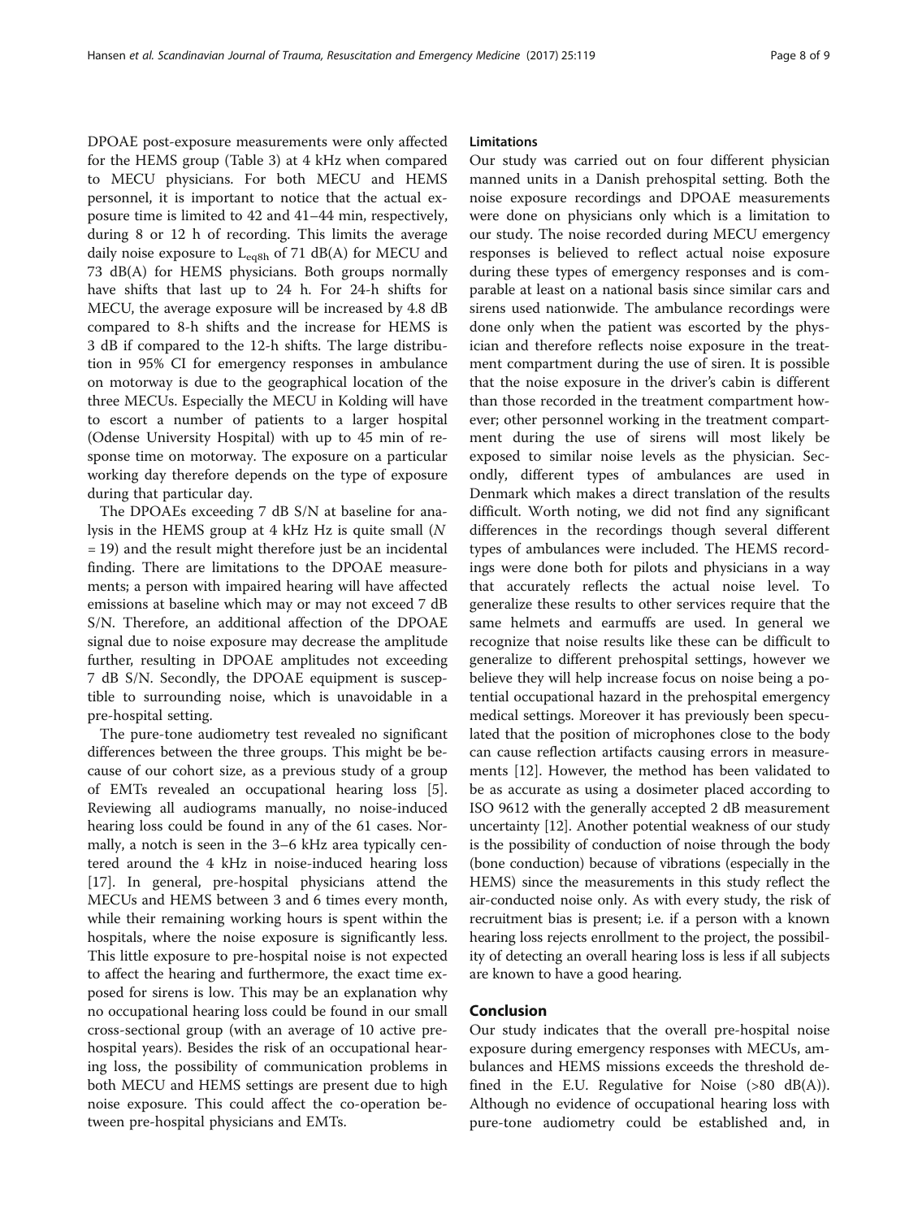DPOAE post-exposure measurements were only affected for the HEMS group (Table 3) at 4 kHz when compared to MECU physicians. For both MECU and HEMS personnel, it is important to notice that the actual exposure time is limited to 42 and 41–44 min, respectively, during 8 or 12 h of recording. This limits the average daily noise exposure to $L_{eq8h}$ of 71 dB(A) for MECU and 73 dB(A) for HEMS physicians. Both groups normally have shifts that last up to 24 h. For 24-h shifts for MECU, the average exposure will be increased by 4.8 dB compared to 8-h shifts and the increase for HEMS is 3 dB if compared to the 12-h shifts. The large distribution in 95% CI for emergency responses in ambulance on motorway is due to the geographical location of the three MECUs. Especially the MECU in Kolding will have to escort a number of patients to a larger hospital (Odense University Hospital) with up to 45 min of response time on motorway. The exposure on a particular working day therefore depends on the type of exposure during that particular day.

The DPOAEs exceeding 7 dB S/N at baseline for analysis in the HEMS group at 4 kHz Hz is quite small ($N = 19$) and the result might therefore just be an incidental finding. There are limitations to the DPOAE measurements; a person with impaired hearing will have affected emissions at baseline which may or may not exceed 7 dB S/N. Therefore, an additional affection of the DPOAE signal due to noise exposure may decrease the amplitude further, resulting in DPOAE amplitudes not exceeding 7 dB S/N. Secondly, the DPOAE equipment is susceptible to surrounding noise, which is unavoidable in a pre-hospital setting.

The pure-tone audiometry test revealed no significant differences between the three groups. This might be because of our cohort size, as a previous study of a group of EMTs revealed an occupational hearing loss [5]. Reviewing all audiograms manually, no noise-induced hearing loss could be found in any of the 61 cases. Normally, a notch is seen in the 3–6 kHz area typically centered around the 4 kHz in noise-induced hearing loss [17]. In general, pre-hospital physicians attend the MECUs and HEMS between 3 and 6 times every month, while their remaining working hours is spent within the hospitals, where the noise exposure is significantly less. This little exposure to pre-hospital noise is not expected to affect the hearing and furthermore, the exact time exposed for sirens is low. This may be an explanation why no occupational hearing loss could be found in our small cross-sectional group (with an average of 10 active prehospital years). Besides the risk of an occupational hearing loss, the possibility of communication problems in both MECU and HEMS settings are present due to high noise exposure. This could affect the co-operation between pre-hospital physicians and EMTs.

## Limitations

Our study was carried out on four different physician manned units in a Danish prehospital setting. Both the noise exposure recordings and DPOAE measurements were done on physicians only which is a limitation to our study. The noise recorded during MECU emergency responses is believed to reflect actual noise exposure during these types of emergency responses and is comparable at least on a national basis since similar cars and sirens used nationwide. The ambulance recordings were done only when the patient was escorted by the physician and therefore reflects noise exposure in the treatment compartment during the use of siren. It is possible that the noise exposure in the driver's cabin is different than those recorded in the treatment compartment however; other personnel working in the treatment compartment during the use of sirens will most likely be exposed to similar noise levels as the physician. Secondly, different types of ambulances are used in Denmark which makes a direct translation of the results difficult. Worth noting, we did not find any significant differences in the recordings though several different types of ambulances were included. The HEMS recordings were done both for pilots and physicians in a way that accurately reflects the actual noise level. To generalize these results to other services require that the same helmets and earmuffs are used. In general we recognize that noise results like these can be difficult to generalize to different prehospital settings, however we believe they will help increase focus on noise being a potential occupational hazard in the prehospital emergency medical settings. Moreover it has previously been speculated that the position of microphones close to the body can cause reflection artifacts causing errors in measurements [12]. However, the method has been validated to be as accurate as using a dosimeter placed according to ISO 9612 with the generally accepted 2 dB measurement uncertainty [12]. Another potential weakness of our study is the possibility of conduction of noise through the body (bone conduction) because of vibrations (especially in the HEMS) since the measurements in this study reflect the air-conducted noise only. As with every study, the risk of recruitment bias is present; i.e. if a person with a known hearing loss rejects enrollment to the project, the possibility of detecting an overall hearing loss is less if all subjects are known to have a good hearing.

## Conclusion

Our study indicates that the overall pre-hospital noise exposure during emergency responses with MECUs, ambulances and HEMS missions exceeds the threshold defined in the E.U. Regulative for Noise (>80 dB(A)). Although no evidence of occupational hearing loss with pure-tone audiometry could be established and, in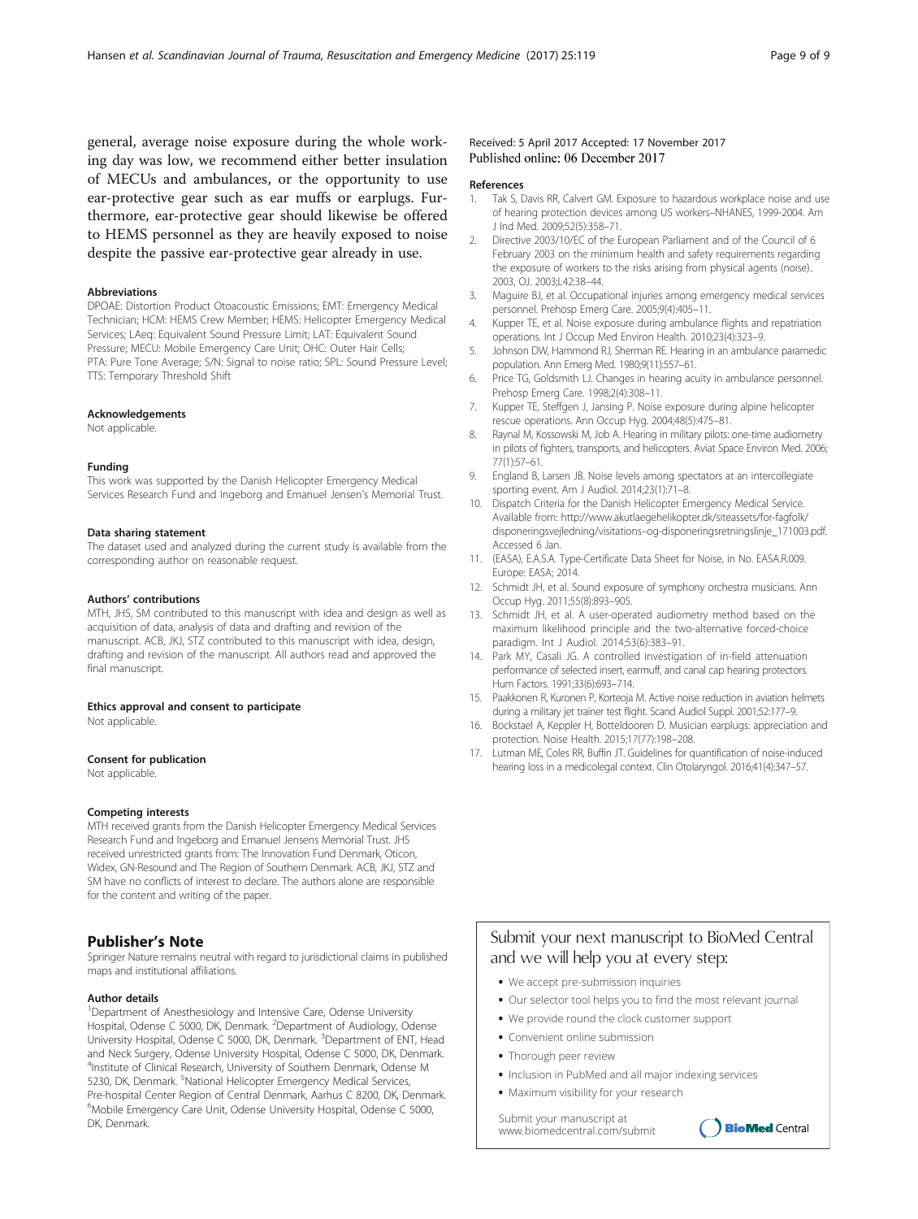general, average noise exposure during the whole working day was low, we recommend either better insulation of MECUs and ambulances, or the opportunity to use ear-protective gear such as ear muffs or earplugs. Furthermore, ear-protective gear should likewise be offered to HEMS personnel as they are heavily exposed to noise despite the passive ear-protective gear already in use.

#### Abbreviations

DPOAE: Distortion Product Otoacoustic Emissions; EMT: Emergency Medical Technician; HCM: HEMS Crew Member; HEMS: Helicopter Emergency Medical Services; LAeq: Equivalent Sound Pressure Limit; LAT: Equivalent Sound Pressure; MECU: Mobile Emergency Care Unit; OHC: Outer Hair Cells; PTA: Pure Tone Average; S/N: Signal to noise ratio; SPL: Sound Pressure Level; TTS: Temporary Threshold Shift

#### Acknowledgements

Not applicable.

#### Funding

This work was supported by the Danish Helicopter Emergency Medical Services Research Fund and Ingeborg and Emanuel Jensen's Memorial Trust.

#### Data sharing statement

The dataset used and analyzed during the current study is available from the corresponding author on reasonable request.

#### Authors' contributions

MTH, JHS, SM contributed to this manuscript with idea and design as well as acquisition of data, analysis of data and drafting and revision of the manuscript. ACB, JKJ, STZ contributed to this manuscript with idea, design, drafting and revision of the manuscript. All authors read and approved the final manuscript.

#### Ethics approval and consent to participate

Not applicable.

#### Consent for publication

Not applicable.

#### Competing interests

MTH received grants from the Danish Helicopter Emergency Medical Services Research Fund and Ingeborg and Emanuel Jensens Memorial Trust. JHS received unrestricted grants from: The Innovation Fund Denmark, Oticon, Widex, GN-Resound and The Region of Southern Denmark. ACB, JKJ, STZ and SM have no conflicts of interest to declare. The authors alone are responsible for the content and writing of the paper.

## Publisher's Note

Springer Nature remains neutral with regard to jurisdictional claims in published maps and institutional affiliations.

#### Author details

[1]Department of Anesthesiology and Intensive Care, Odense University Hospital, Odense C 5000, DK, Denmark. [2]Department of Audiology, Odense University Hospital, Odense C 5000, DK, Denmark. [3]Department of ENT, Head and Neck Surgery, Odense University Hospital, Odense C 5000, DK, Denmark. [4]Institute of Clinical Research, University of Southern Denmark, Odense M 5230, DK, Denmark. [5]National Helicopter Emergency Medical Services, Pre-hospital Center Region of Central Denmark, Aarhus C 8200, DK, Denmark. [6]Mobile Emergency Care Unit, Odense University Hospital, Odense C 5000, DK, Denmark.

Received: 5 April 2017 Accepted: 17 November 2017
Published online: 06 December 2017

#### References

1. Tak S, Davis RR, Calvert GM. Exposure to hazardous workplace noise and use of hearing protection devices among US workers–NHANES, 1999-2004. Am J Ind Med. 2009;52(5):358–71.
2. Directive 2003/10/EC of the European Parliament and of the Council of 6 February 2003 on the minimum health and safety requirements regarding the exposure of workers to the risks arising from physical agents (noise).. 2003, OJ. 2003;L42:38–44.
3. Maguire BJ, et al. Occupational injuries among emergency medical services personnel. Prehosp Emerg Care. 2005;9(4):405–11.
4. Kupper TE, et al. Noise exposure during ambulance flights and repatriation operations. Int J Occup Med Environ Health. 2010;23(4):323–9.
5. Johnson DW, Hammond RJ, Sherman RE. Hearing in an ambulance paramedic population. Ann Emerg Med. 1980;9(11):557–61.
6. Price TG, Goldsmith LJ. Changes in hearing acuity in ambulance personnel. Prehosp Emerg Care. 1998;2(4):308–11.
7. Kupper TE, Steffgen J, Jansing P. Noise exposure during alpine helicopter rescue operations. Ann Occup Hyg. 2004;48(5):475–81.
8. Raynal M, Kossowski M, Job A. Hearing in military pilots: one-time audiometry in pilots of fighters, transports, and helicopters. Aviat Space Environ Med. 2006; 77(1):57–61.
9. England B, Larsen JB. Noise levels among spectators at an intercollegiate sporting event. Am J Audiol. 2014;23(1):71–8.
10. Dispatch Criteria for the Danish Helicopter Emergency Medical Service. Available from: http://www.akutlaegehelikopter.dk/siteassets/for-fagfolk/disponeringsvejledning/visitations–og-disponeringsretningslinje_171003.pdf. Accessed 6 Jan.
11. (EASA), E.A.S.A. Type-Certificate Data Sheet for Noise, in No. EASA.R.009. Europe: EASA; 2014.
12. Schmidt JH, et al. Sound exposure of symphony orchestra musicians. Ann Occup Hyg. 2011;55(8):893–905.
13. Schmidt JH, et al. A user-operated audiometry method based on the maximum likelihood principle and the two-alternative forced-choice paradigm. Int J Audiol. 2014;53(6):383–91.
14. Park MY, Casali JG. A controlled investigation of in-field attenuation performance of selected insert, earmuff, and canal cap hearing protectors. Hum Factors. 1991;33(6):693–714.
15. Paakkonen R, Kuronen P, Korteoja M. Active noise reduction in aviation helmets during a military jet trainer test flight. Scand Audiol Suppl. 2001;52:177–9.
16. Bockstael A, Keppler H, Botteldooren D. Musician earplugs: appreciation and protection. Noise Health. 2015;17(77):198–208.
17. Lutman ME, Coles RR, Buffin JT. Guidelines for quantification of noise-induced hearing loss in a medicolegal context. Clin Otolaryngol. 2016;41(4):347–57.

Submit your next manuscript to BioMed Central and we will help you at every step:

- We accept pre-submission inquiries
- Our selector tool helps you to find the most relevant journal
- We provide round the clock customer support
- Convenient online submission
- Thorough peer review
- Inclusion in PubMed and all major indexing services
- Maximum visibility for your research

Submit your manuscript at
www.biomedcentral.com/submit

BioMed Central